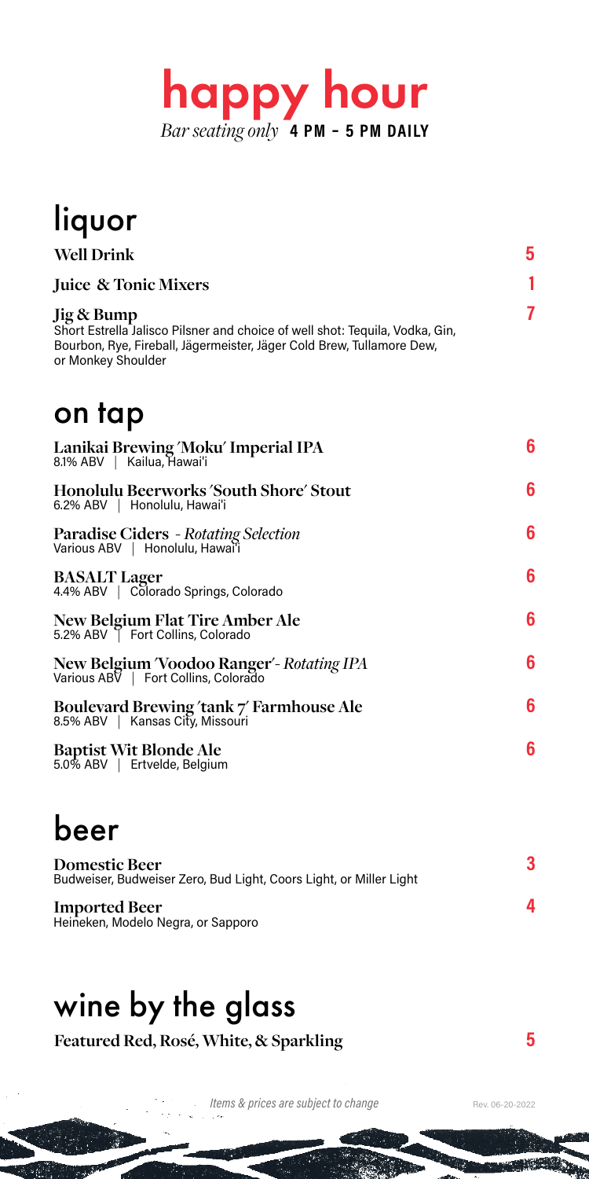# happy hour

*Bar seating only* **4 PM – 5 PM DAILY**

## liquor

**Well Drink** — 5

**Juice & Tonic Mixers** — 1

**Jig & Bump** — 7
Short Estrella Jalisco Pilsner and choice of well shot: Tequila, Vodka, Gin, Bourbon, Rye, Fireball, Jägermeister, Jäger Cold Brew, Tullamore Dew, or Monkey Shoulder

## on tap

**Lanikai Brewing 'Moku' Imperial IPA** — 6
8.1% ABV | Kailua, Hawai'i

**Honolulu Beerworks 'South Shore' Stout** — 6
6.2% ABV | Honolulu, Hawai'i

**Paradise Ciders** - *Rotating Selection* — 6
Various ABV | Honolulu, Hawai'i

**BASALT Lager** — 6
4.4% ABV | Colorado Springs, Colorado

**New Belgium Flat Tire Amber Ale** — 6
5.2% ABV | Fort Collins, Colorado

**New Belgium 'Voodoo Ranger'** - *Rotating IPA* — 6
Various ABV | Fort Collins, Colorado

**Boulevard Brewing 'tank 7' Farmhouse Ale** — 6
8.5% ABV | Kansas City, Missouri

**Baptist Wit Blonde Ale** — 6
5.0% ABV | Ertvelde, Belgium

## beer

**Domestic Beer** — 3
Budweiser, Budweiser Zero, Bud Light, Coors Light, or Miller Light

**Imported Beer** — 4
Heineken, Modelo Negra, or Sapporo

## wine by the glass

**Featured Red, Rosé, White, & Sparkling** — 5

*Items & prices are subject to change*

Rev. 06-20-2022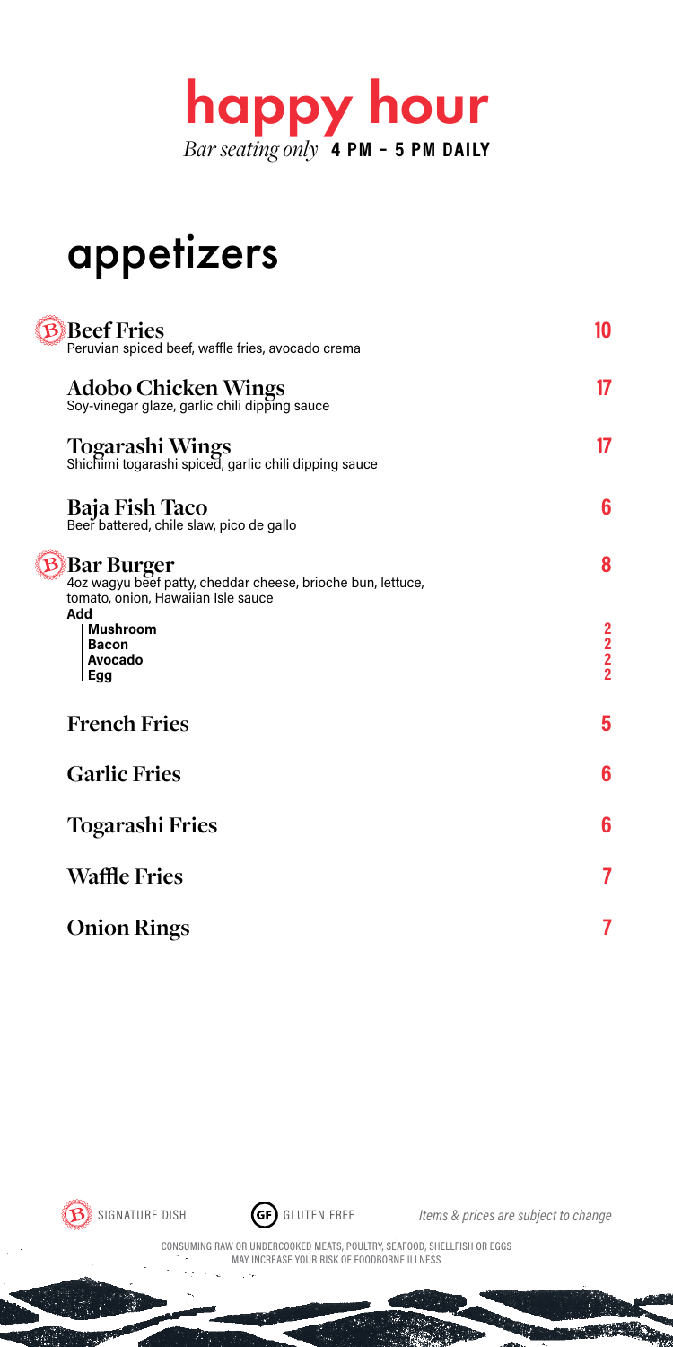# happy hour

*Bar seating only* **4 PM – 5 PM DAILY**

## appetizers

| | |
|---|---|
| **Beef Fries** (B)<br>Peruvian spiced beef, waffle fries, avocado crema | **10** |
| **Adobo Chicken Wings**<br>Soy-vinegar glaze, garlic chili dipping sauce | **17** |
| **Togarashi Wings**<br>Shichimi togarashi spiced, garlic chili dipping sauce | **17** |
| **Baja Fish Taco**<br>Beer battered, chile slaw, pico de gallo | **6** |
| **Bar Burger** (B)<br>4oz wagyu beef patty, cheddar cheese, brioche bun, lettuce, tomato, onion, Hawaiian Isle sauce | **8** |
| **Add** | |
| **Mushroom** | **2** |
| **Bacon** | **2** |
| **Avocado** | **2** |
| **Egg** | **2** |
| **French Fries** | **5** |
| **Garlic Fries** | **6** |
| **Togarashi Fries** | **6** |
| **Waffle Fries** | **7** |
| **Onion Rings** | **7** |

(B) SIGNATURE DISH (GF) GLUTEN FREE *Items & prices are subject to change*

CONSUMING RAW OR UNDERCOOKED MEATS, POULTRY, SEAFOOD, SHELLFISH OR EGGS MAY INCREASE YOUR RISK OF FOODBORNE ILLNESS